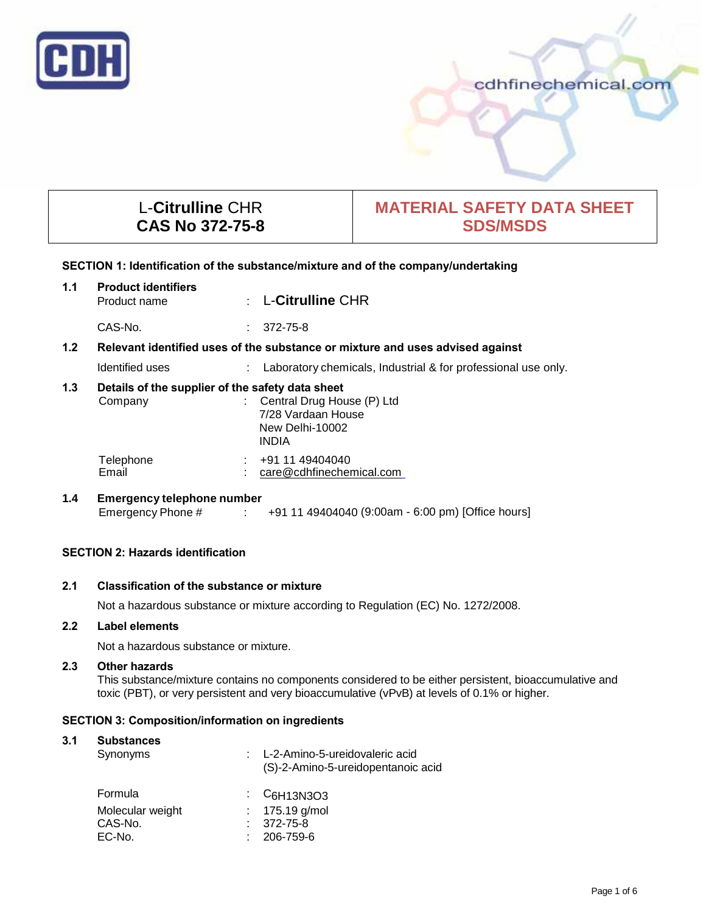CDH

cdhfinechemical.com

| L-**Citrulline** CHR<br>**CAS No 372-75-8** | **MATERIAL SAFETY DATA SHEET**<br>**SDS/MSDS** |
|---|---|

## SECTION 1: Identification of the substance/mixture and of the company/undertaking

### 1.1 Product identifiers

Product name : L-**Citrulline** CHR

CAS-No. : 372-75-8

### 1.2 Relevant identified uses of the substance or mixture and uses advised against

Identified uses : Laboratory chemicals, Industrial & for professional use only.

### 1.3 Details of the supplier of the safety data sheet

Company : Central Drug House (P) Ltd
7/28 Vardaan House
New Delhi-10002
INDIA

Telephone : +91 11 49404040
Email : care@cdhfinechemical.com

### 1.4 Emergency telephone number

Emergency Phone # : +91 11 49404040 (9:00am - 6:00 pm) [Office hours]

## SECTION 2: Hazards identification

### 2.1 Classification of the substance or mixture

Not a hazardous substance or mixture according to Regulation (EC) No. 1272/2008.

### 2.2 Label elements

Not a hazardous substance or mixture.

### 2.3 Other hazards

This substance/mixture contains no components considered to be either persistent, bioaccumulative and toxic (PBT), or very persistent and very bioaccumulative (vPvB) at levels of 0.1% or higher.

## SECTION 3: Composition/information on ingredients

### 3.1 Substances

Synonyms : L-2-Amino-5-ureidovaleric acid
(S)-2-Amino-5-ureidopentanoic acid

Formula : $C_6H_{13}N_3O_3$

Molecular weight : 175.19 g/mol

CAS-No. : 372-75-8

EC-No. : 206-759-6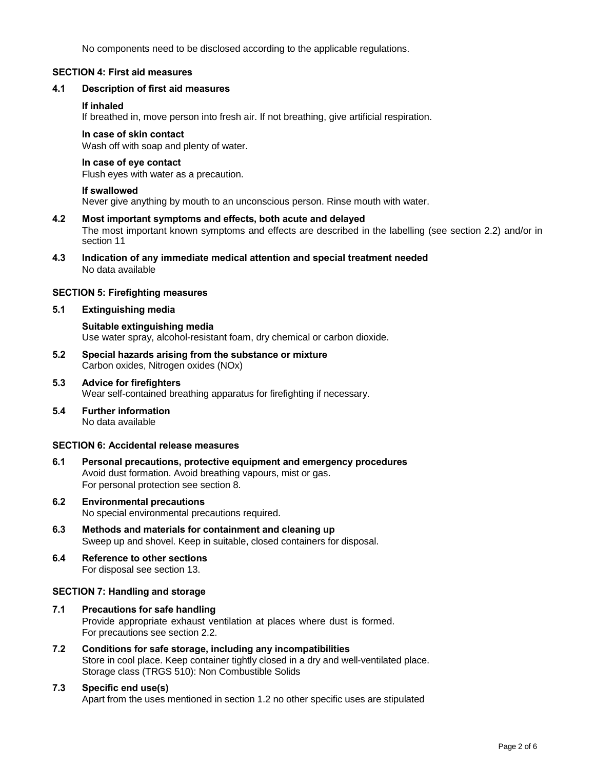No components need to be disclosed according to the applicable regulations.

## SECTION 4: First aid measures

### 4.1 Description of first aid measures

**If inhaled**
If breathed in, move person into fresh air. If not breathing, give artificial respiration.

**In case of skin contact**
Wash off with soap and plenty of water.

**In case of eye contact**
Flush eyes with water as a precaution.

**If swallowed**
Never give anything by mouth to an unconscious person. Rinse mouth with water.

### 4.2 Most important symptoms and effects, both acute and delayed

The most important known symptoms and effects are described in the labelling (see section 2.2) and/or in section 11

### 4.3 Indication of any immediate medical attention and special treatment needed

No data available

## SECTION 5: Firefighting measures

### 5.1 Extinguishing media

**Suitable extinguishing media**
Use water spray, alcohol-resistant foam, dry chemical or carbon dioxide.

### 5.2 Special hazards arising from the substance or mixture

Carbon oxides, Nitrogen oxides (NOx)

### 5.3 Advice for firefighters

Wear self-contained breathing apparatus for firefighting if necessary.

### 5.4 Further information

No data available

## SECTION 6: Accidental release measures

### 6.1 Personal precautions, protective equipment and emergency procedures

Avoid dust formation. Avoid breathing vapours, mist or gas.
For personal protection see section 8.

### 6.2 Environmental precautions

No special environmental precautions required.

### 6.3 Methods and materials for containment and cleaning up

Sweep up and shovel. Keep in suitable, closed containers for disposal.

### 6.4 Reference to other sections

For disposal see section 13.

## SECTION 7: Handling and storage

### 7.1 Precautions for safe handling

Provide appropriate exhaust ventilation at places where dust is formed.
For precautions see section 2.2.

### 7.2 Conditions for safe storage, including any incompatibilities

Store in cool place. Keep container tightly closed in a dry and well-ventilated place.
Storage class (TRGS 510): Non Combustible Solids

### 7.3 Specific end use(s)

Apart from the uses mentioned in section 1.2 no other specific uses are stipulated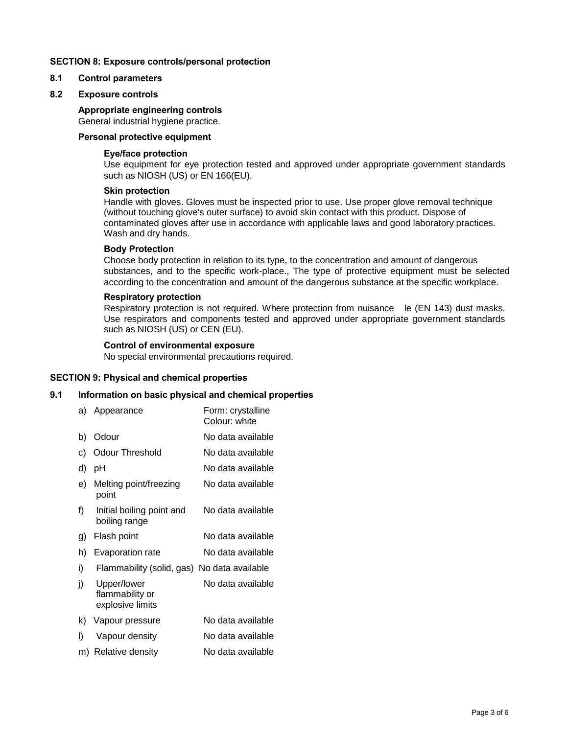## SECTION 8: Exposure controls/personal protection

### 8.1 Control parameters

### 8.2 Exposure controls

**Appropriate engineering controls**
General industrial hygiene practice.

**Personal protective equipment**

**Eye/face protection**
Use equipment for eye protection tested and approved under appropriate government standards such as NIOSH (US) or EN 166(EU).

**Skin protection**
Handle with gloves. Gloves must be inspected prior to use. Use proper glove removal technique (without touching glove's outer surface) to avoid skin contact with this product. Dispose of contaminated gloves after use in accordance with applicable laws and good laboratory practices. Wash and dry hands.

**Body Protection**
Choose body protection in relation to its type, to the concentration and amount of dangerous substances, and to the specific work-place., The type of protective equipment must be selected according to the concentration and amount of the dangerous substance at the specific workplace.

**Respiratory protection**
Respiratory protection is not required. Where protection from nuisance le (EN 143) dust masks. Use respirators and components tested and approved under appropriate government standards such as NIOSH (US) or CEN (EU).

**Control of environmental exposure**
No special environmental precautions required.

## SECTION 9: Physical and chemical properties

### 9.1 Information on basic physical and chemical properties

| | Property | Value |
|---|---|---|
| a) | Appearance | Form: crystalline<br>Colour: white |
| b) | Odour | No data available |
| c) | Odour Threshold | No data available |
| d) | pH | No data available |
| e) | Melting point/freezing point | No data available |
| f) | Initial boiling point and boiling range | No data available |
| g) | Flash point | No data available |
| h) | Evaporation rate | No data available |
| i) | Flammability (solid, gas) | No data available |
| j) | Upper/lower flammability or explosive limits | No data available |
| k) | Vapour pressure | No data available |
| l) | Vapour density | No data available |
| m) | Relative density | No data available |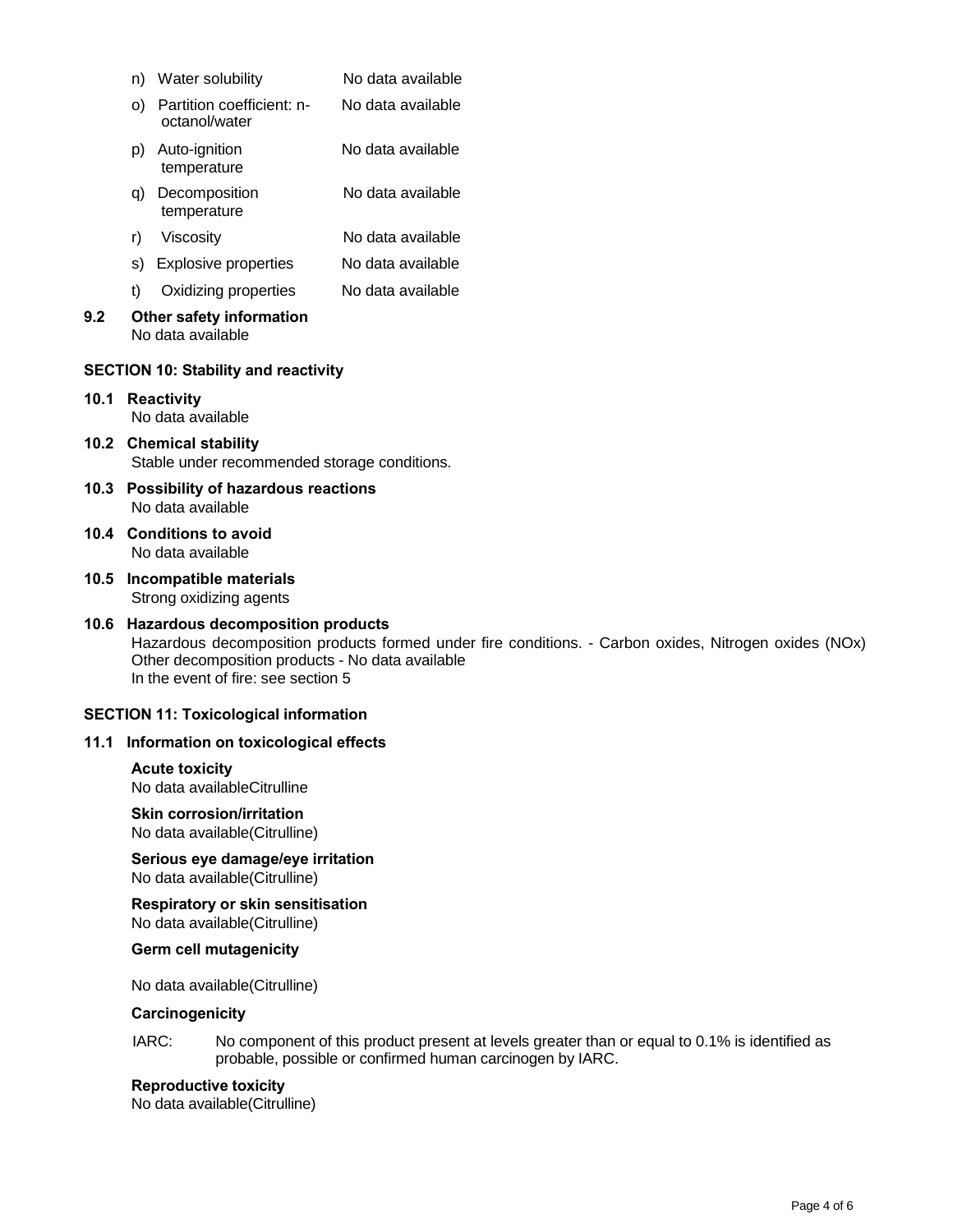| | | |
|---|---|---|
| n) | Water solubility | No data available |
| o) | Partition coefficient: n-octanol/water | No data available |
| p) | Auto-ignition temperature | No data available |
| q) | Decomposition temperature | No data available |
| r) | Viscosity | No data available |
| s) | Explosive properties | No data available |
| t) | Oxidizing properties | No data available |

**9.2 Other safety information**

No data available

## SECTION 10: Stability and reactivity

**10.1 Reactivity**

No data available

**10.2 Chemical stability**

Stable under recommended storage conditions.

**10.3 Possibility of hazardous reactions**

No data available

**10.4 Conditions to avoid**

No data available

**10.5 Incompatible materials**

Strong oxidizing agents

**10.6 Hazardous decomposition products**

Hazardous decomposition products formed under fire conditions. - Carbon oxides, Nitrogen oxides (NOx)
Other decomposition products - No data available
In the event of fire: see section 5

## SECTION 11: Toxicological information

**11.1 Information on toxicological effects**

**Acute toxicity**

No data availableCitrulline

**Skin corrosion/irritation**

No data available(Citrulline)

**Serious eye damage/eye irritation**

No data available(Citrulline)

**Respiratory or skin sensitisation**

No data available(Citrulline)

**Germ cell mutagenicity**

No data available(Citrulline)

**Carcinogenicity**

IARC: No component of this product present at levels greater than or equal to 0.1% is identified as probable, possible or confirmed human carcinogen by IARC.

**Reproductive toxicity**

No data available(Citrulline)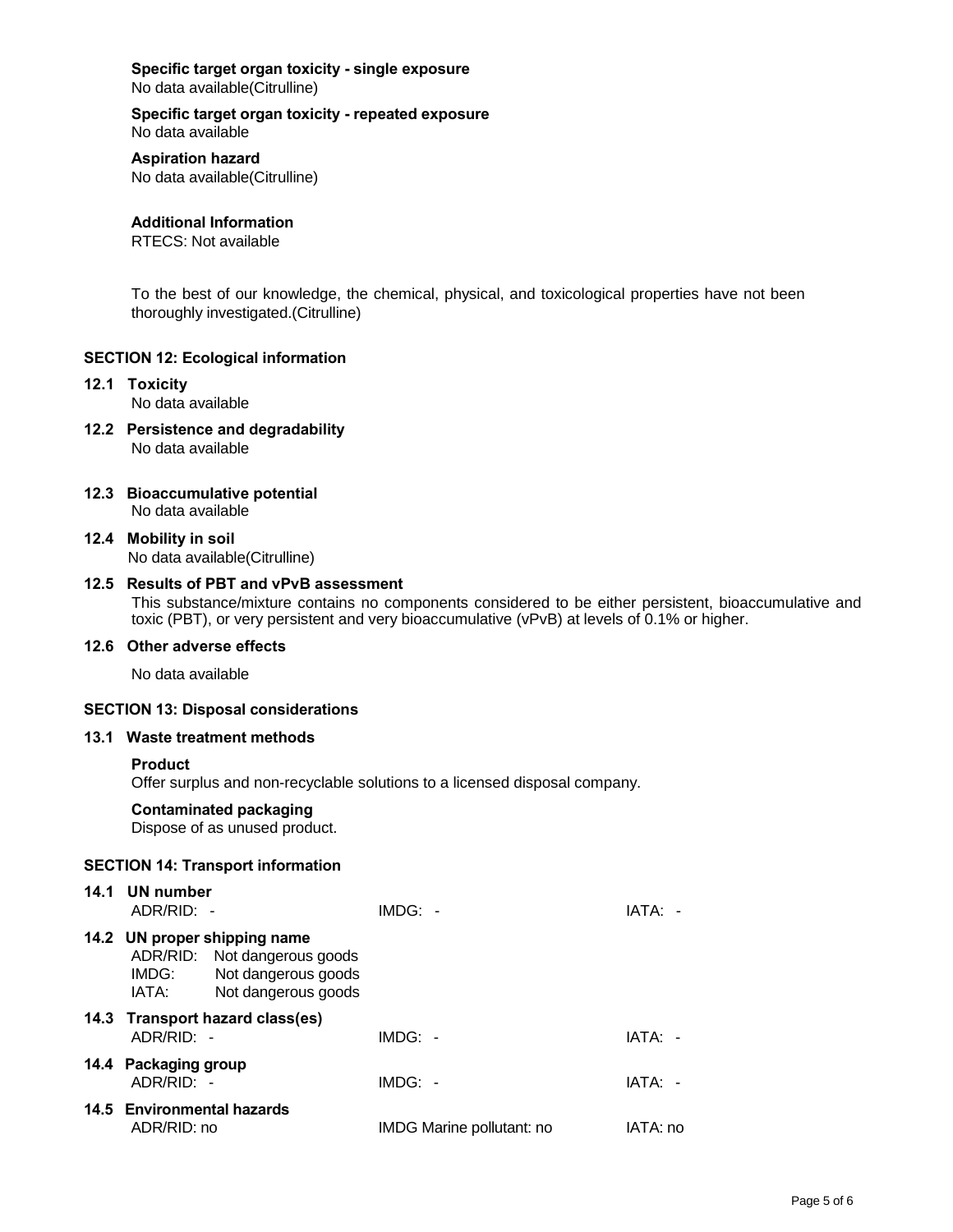**Specific target organ toxicity - single exposure**
No data available(Citrulline)

**Specific target organ toxicity - repeated exposure**
No data available

**Aspiration hazard**
No data available(Citrulline)

**Additional Information**
RTECS: Not available

To the best of our knowledge, the chemical, physical, and toxicological properties have not been thoroughly investigated.(Citrulline)

## SECTION 12: Ecological information

### 12.1 Toxicity
No data available

### 12.2 Persistence and degradability
No data available

### 12.3 Bioaccumulative potential
No data available

### 12.4 Mobility in soil
No data available(Citrulline)

### 12.5 Results of PBT and vPvB assessment
This substance/mixture contains no components considered to be either persistent, bioaccumulative and toxic (PBT), or very persistent and very bioaccumulative (vPvB) at levels of 0.1% or higher.

### 12.6 Other adverse effects
No data available

## SECTION 13: Disposal considerations

### 13.1 Waste treatment methods

**Product**
Offer surplus and non-recyclable solutions to a licensed disposal company.

**Contaminated packaging**
Dispose of as unused product.

## SECTION 14: Transport information

### 14.1 UN number
ADR/RID: - IMDG: - IATA: -

### 14.2 UN proper shipping name
ADR/RID: Not dangerous goods
IMDG: Not dangerous goods
IATA: Not dangerous goods

### 14.3 Transport hazard class(es)
ADR/RID: - IMDG: - IATA: -

### 14.4 Packaging group
ADR/RID: - IMDG: - IATA: -

### 14.5 Environmental hazards
ADR/RID: no IMDG Marine pollutant: no IATA: no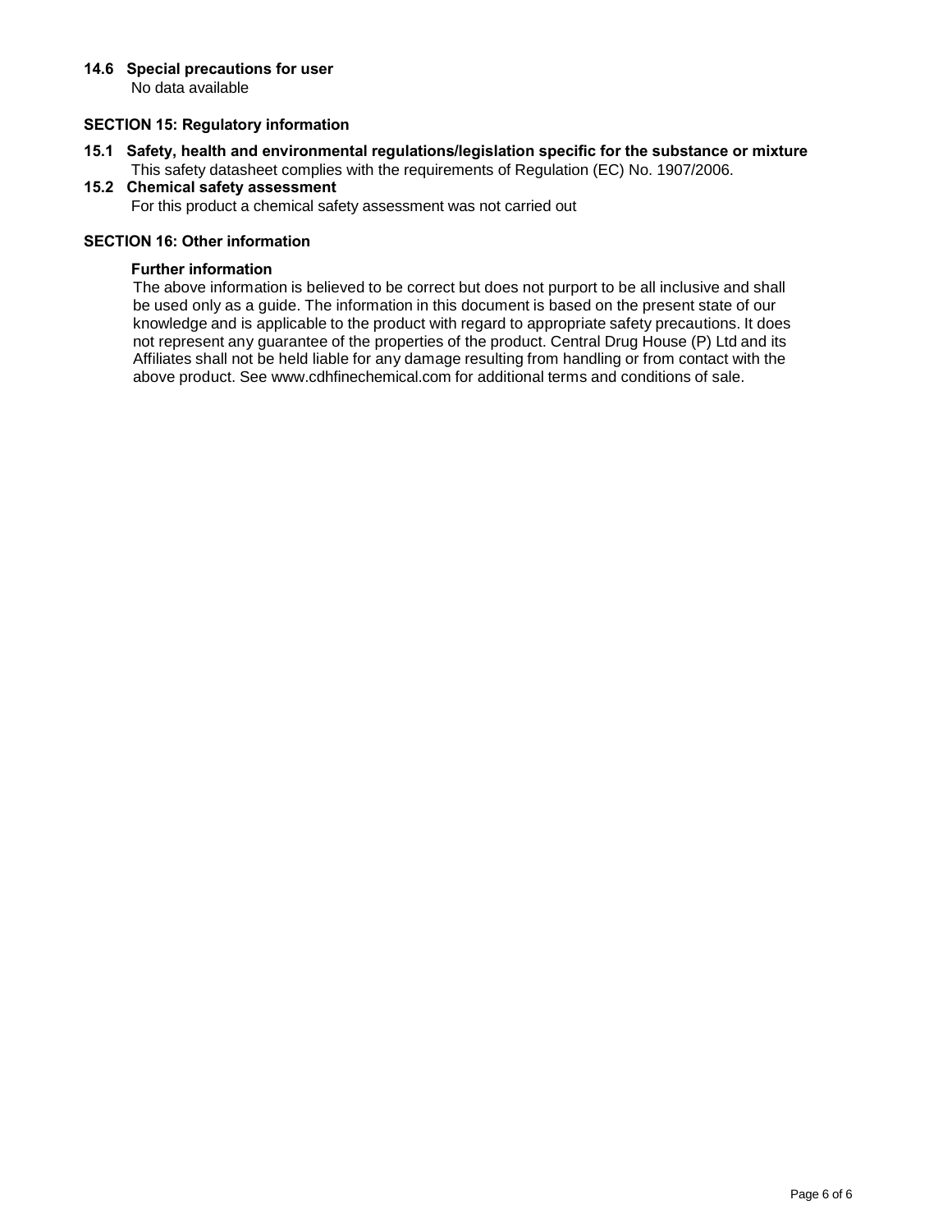### 14.6 Special precautions for user

No data available

## SECTION 15: Regulatory information

### 15.1 Safety, health and environmental regulations/legislation specific for the substance or mixture

This safety datasheet complies with the requirements of Regulation (EC) No. 1907/2006.

### 15.2 Chemical safety assessment

For this product a chemical safety assessment was not carried out

## SECTION 16: Other information

**Further information**

The above information is believed to be correct but does not purport to be all inclusive and shall be used only as a guide. The information in this document is based on the present state of our knowledge and is applicable to the product with regard to appropriate safety precautions. It does not represent any guarantee of the properties of the product. Central Drug House (P) Ltd and its Affiliates shall not be held liable for any damage resulting from handling or from contact with the above product. See www.cdhfinechemical.com for additional terms and conditions of sale.